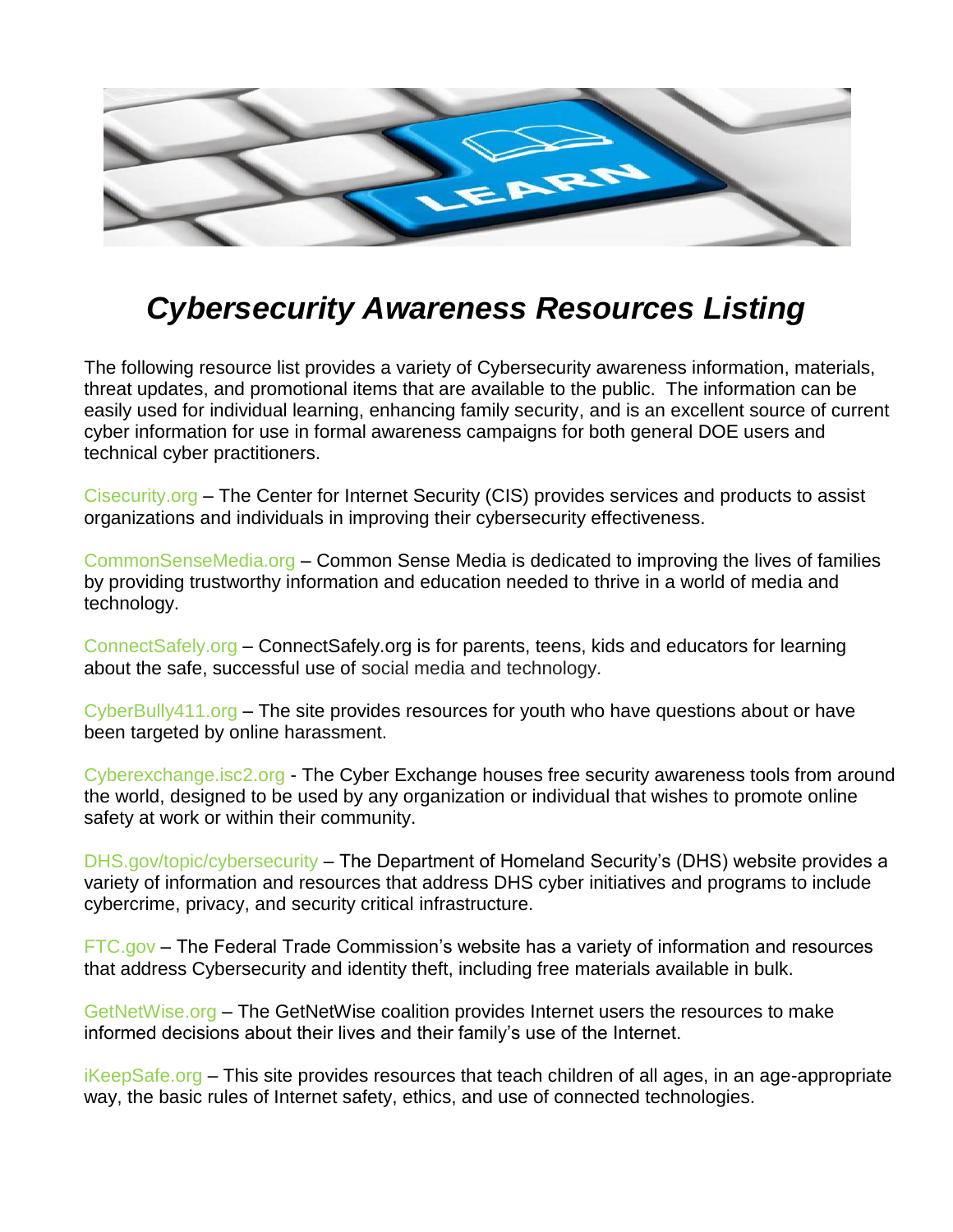# *Cybersecurity Awareness Resources Listing*

The following resource list provides a variety of Cybersecurity awareness information, materials, threat updates, and promotional items that are available to the public. The information can be easily used for individual learning, enhancing family security, and is an excellent source of current cyber information for use in formal awareness campaigns for both general DOE users and technical cyber practitioners.

Cisecurity.org – The Center for Internet Security (CIS) provides services and products to assist organizations and individuals in improving their cybersecurity effectiveness.

CommonSenseMedia.org – Common Sense Media is dedicated to improving the lives of families by providing trustworthy information and education needed to thrive in a world of media and technology.

ConnectSafely.org – ConnectSafely.org is for parents, teens, kids and educators for learning about the safe, successful use of social media and technology.

CyberBully411.org – The site provides resources for youth who have questions about or have been targeted by online harassment.

Cyberexchange.isc2.org - The Cyber Exchange houses free security awareness tools from around the world, designed to be used by any organization or individual that wishes to promote online safety at work or within their community.

DHS.gov/topic/cybersecurity – The Department of Homeland Security's (DHS) website provides a variety of information and resources that address DHS cyber initiatives and programs to include cybercrime, privacy, and security critical infrastructure.

FTC.gov – The Federal Trade Commission's website has a variety of information and resources that address Cybersecurity and identity theft, including free materials available in bulk.

GetNetWise.org – The GetNetWise coalition provides Internet users the resources to make informed decisions about their lives and their family's use of the Internet.

iKeepSafe.org – This site provides resources that teach children of all ages, in an age-appropriate way, the basic rules of Internet safety, ethics, and use of connected technologies.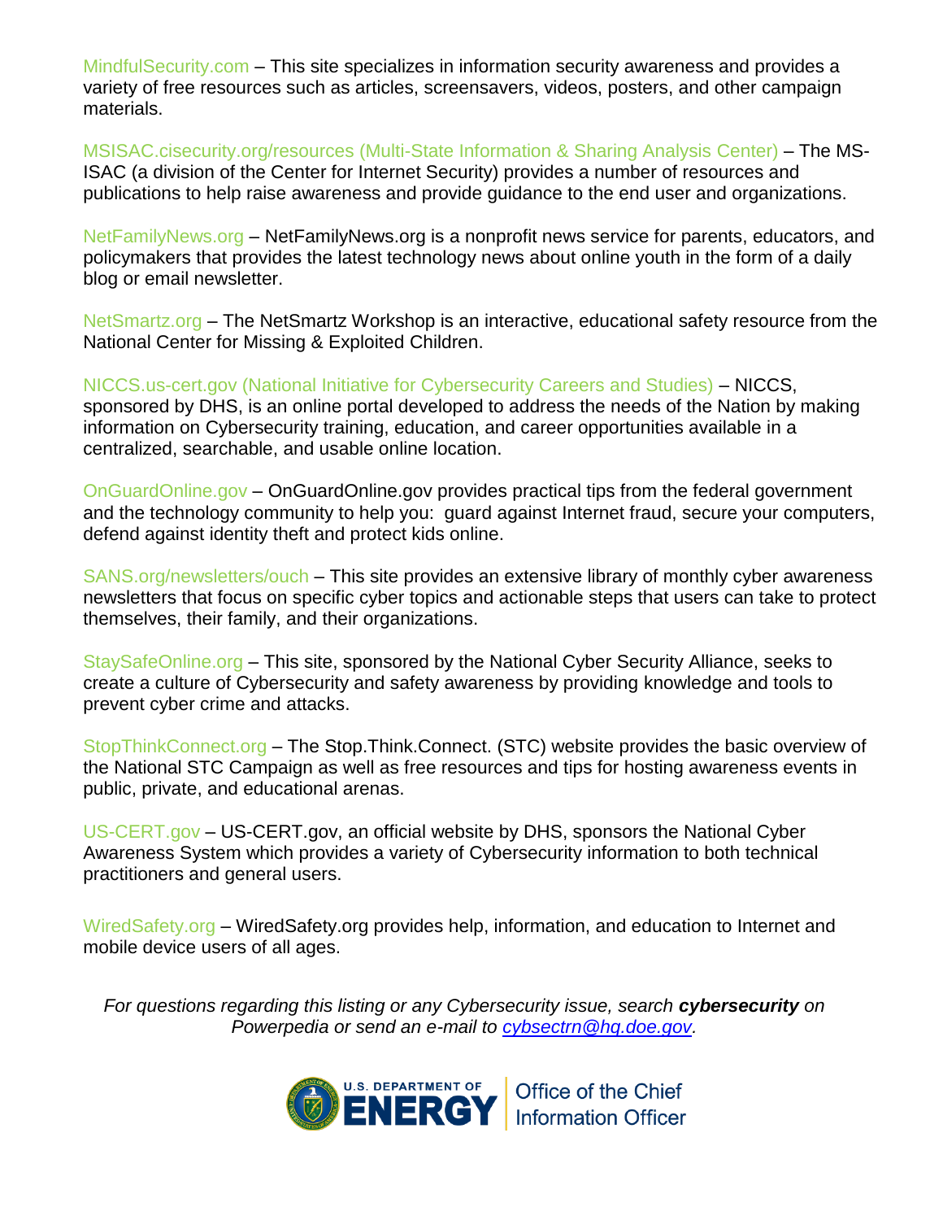MindfulSecurity.com – This site specializes in information security awareness and provides a variety of free resources such as articles, screensavers, videos, posters, and other campaign materials.

MSISAC.cisecurity.org/resources (Multi-State Information & Sharing Analysis Center) – The MS-ISAC (a division of the Center for Internet Security) provides a number of resources and publications to help raise awareness and provide guidance to the end user and organizations.

NetFamilyNews.org – NetFamilyNews.org is a nonprofit news service for parents, educators, and policymakers that provides the latest technology news about online youth in the form of a daily blog or email newsletter.

NetSmartz.org – The NetSmartz Workshop is an interactive, educational safety resource from the National Center for Missing & Exploited Children.

NICCS.us-cert.gov (National Initiative for Cybersecurity Careers and Studies) – NICCS, sponsored by DHS, is an online portal developed to address the needs of the Nation by making information on Cybersecurity training, education, and career opportunities available in a centralized, searchable, and usable online location.

OnGuardOnline.gov – OnGuardOnline.gov provides practical tips from the federal government and the technology community to help you: guard against Internet fraud, secure your computers, defend against identity theft and protect kids online.

SANS.org/newsletters/ouch – This site provides an extensive library of monthly cyber awareness newsletters that focus on specific cyber topics and actionable steps that users can take to protect themselves, their family, and their organizations.

StaySafeOnline.org – This site, sponsored by the National Cyber Security Alliance, seeks to create a culture of Cybersecurity and safety awareness by providing knowledge and tools to prevent cyber crime and attacks.

StopThinkConnect.org – The Stop.Think.Connect. (STC) website provides the basic overview of the National STC Campaign as well as free resources and tips for hosting awareness events in public, private, and educational arenas.

US-CERT.gov – US-CERT.gov, an official website by DHS, sponsors the National Cyber Awareness System which provides a variety of Cybersecurity information to both technical practitioners and general users.

WiredSafety.org – WiredSafety.org provides help, information, and education to Internet and mobile device users of all ages.

*For questions regarding this listing or any Cybersecurity issue, search **cybersecurity** on Powerpedia or send an e-mail to cybsectrn@hq.doe.gov.*

U.S. DEPARTMENT OF ENERGY | Office of the Chief Information Officer